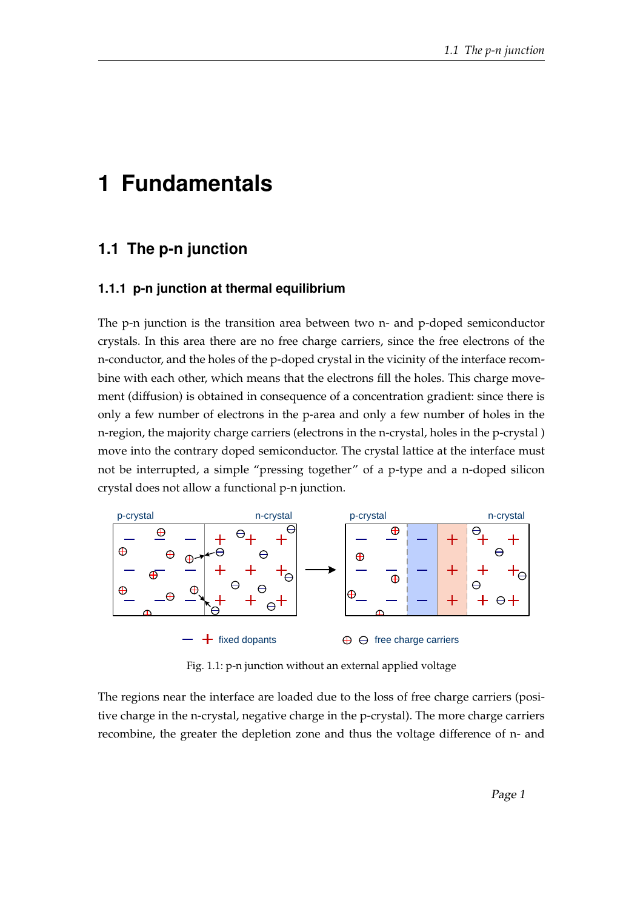# 1 Fundamentals

## 1.1 The p-n junction

### 1.1.1 p-n junction at thermal equilibrium

The p-n junction is the transition area between two n- and p-doped semiconductor crystals. In this area there are no free charge carriers, since the free electrons of the n-conductor, and the holes of the p-doped crystal in the vicinity of the interface recombine with each other, which means that the electrons fill the holes. This charge movement (diffusion) is obtained in consequence of a concentration gradient: since there is only a few number of electrons in the p-area and only a few number of holes in the n-region, the majority charge carriers (electrons in the n-crystal, holes in the p-crystal ) move into the contrary doped semiconductor. The crystal lattice at the interface must not be interrupted, a simple "pressing together" of a p-type and a n-doped silicon crystal does not allow a functional p-n junction.

Fig. 1.1: p-n junction without an external applied voltage

The regions near the interface are loaded due to the loss of free charge carriers (positive charge in the n-crystal, negative charge in the p-crystal). The more charge carriers recombine, the greater the depletion zone and thus the voltage difference of n- and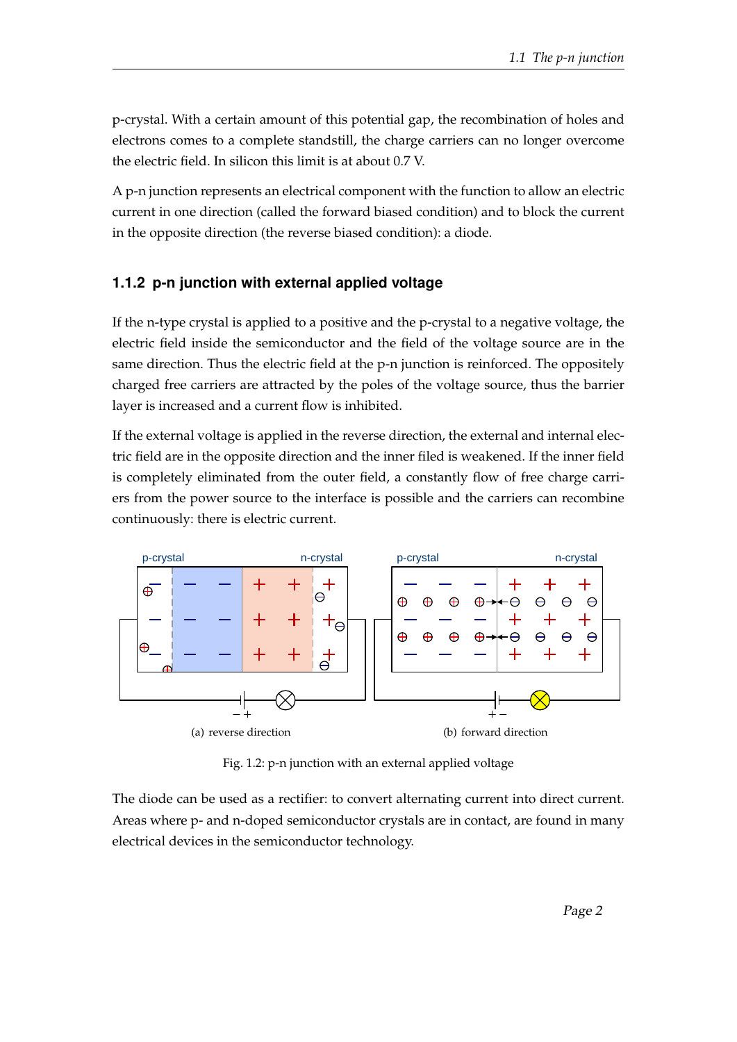p-crystal. With a certain amount of this potential gap, the recombination of holes and electrons comes to a complete standstill, the charge carriers can no longer overcome the electric field. In silicon this limit is at about 0.7 V.

A p-n junction represents an electrical component with the function to allow an electric current in one direction (called the forward biased condition) and to block the current in the opposite direction (the reverse biased condition): a diode.

### 1.1.2 p-n junction with external applied voltage

If the n-type crystal is applied to a positive and the p-crystal to a negative voltage, the electric field inside the semiconductor and the field of the voltage source are in the same direction. Thus the electric field at the p-n junction is reinforced. The oppositely charged free carriers are attracted by the poles of the voltage source, thus the barrier layer is increased and a current flow is inhibited.

If the external voltage is applied in the reverse direction, the external and internal electric field are in the opposite direction and the inner filed is weakened. If the inner field is completely eliminated from the outer field, a constantly flow of free charge carriers from the power source to the interface is possible and the carriers can recombine continuously: there is electric current.

p-crystal

n-crystal

− +

(a) reverse direction

p-crystal

n-crystal

+ −

(b) forward direction

Fig. 1.2: p-n junction with an external applied voltage

The diode can be used as a rectifier: to convert alternating current into direct current. Areas where p- and n-doped semiconductor crystals are in contact, are found in many electrical devices in the semiconductor technology.